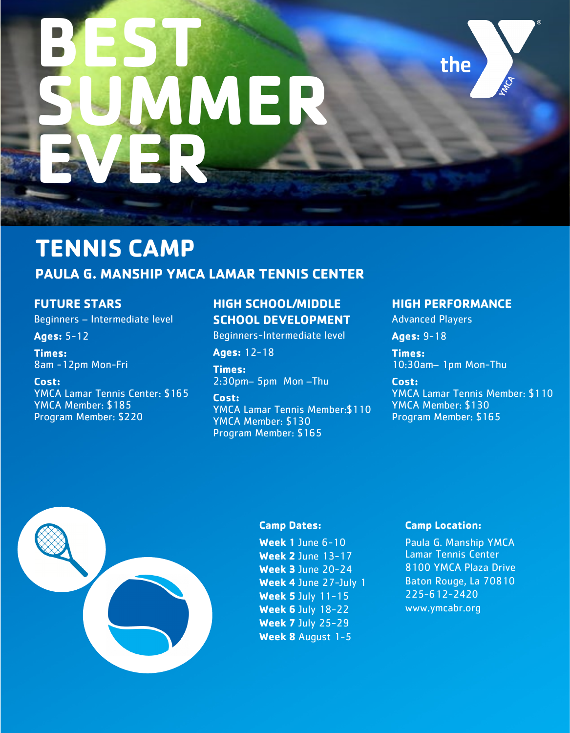# BEST SUMMER EVER

the YMCA

## TENNIS CAMP

### PAULA G. MANSHIP YMCA LAMAR TENNIS CENTER

### FUTURE STARS

Beginners – Intermediate level

**Ages:** 5-12

**Times:**
8am -12pm Mon-Fri

**Cost:**
YMCA Lamar Tennis Center: $165
YMCA Member: $185
Program Member: $220

### HIGH SCHOOL/MIDDLE SCHOOL DEVELOPMENT

Beginners-Intermediate level

**Ages:** 12-18

**Times:**
2:30pm– 5pm Mon –Thu

**Cost:**
YMCA Lamar Tennis Member:$110
YMCA Member: $130
Program Member: $165

### HIGH PERFORMANCE

Advanced Players

**Ages:** 9-18

**Times:**
10:30am– 1pm Mon-Thu

**Cost:**
YMCA Lamar Tennis Member: $110
YMCA Member: $130
Program Member: $165

**Camp Dates:**

**Week 1** June 6-10
**Week 2** June 13-17
**Week 3** June 20-24
**Week 4** June 27-July 1
**Week 5** July 11-15
**Week 6** July 18-22
**Week 7** July 25-29
**Week 8** August 1-5

**Camp Location:**

Paula G. Manship YMCA
Lamar Tennis Center
8100 YMCA Plaza Drive
Baton Rouge, La 70810
225-612-2420
www.ymcabr.org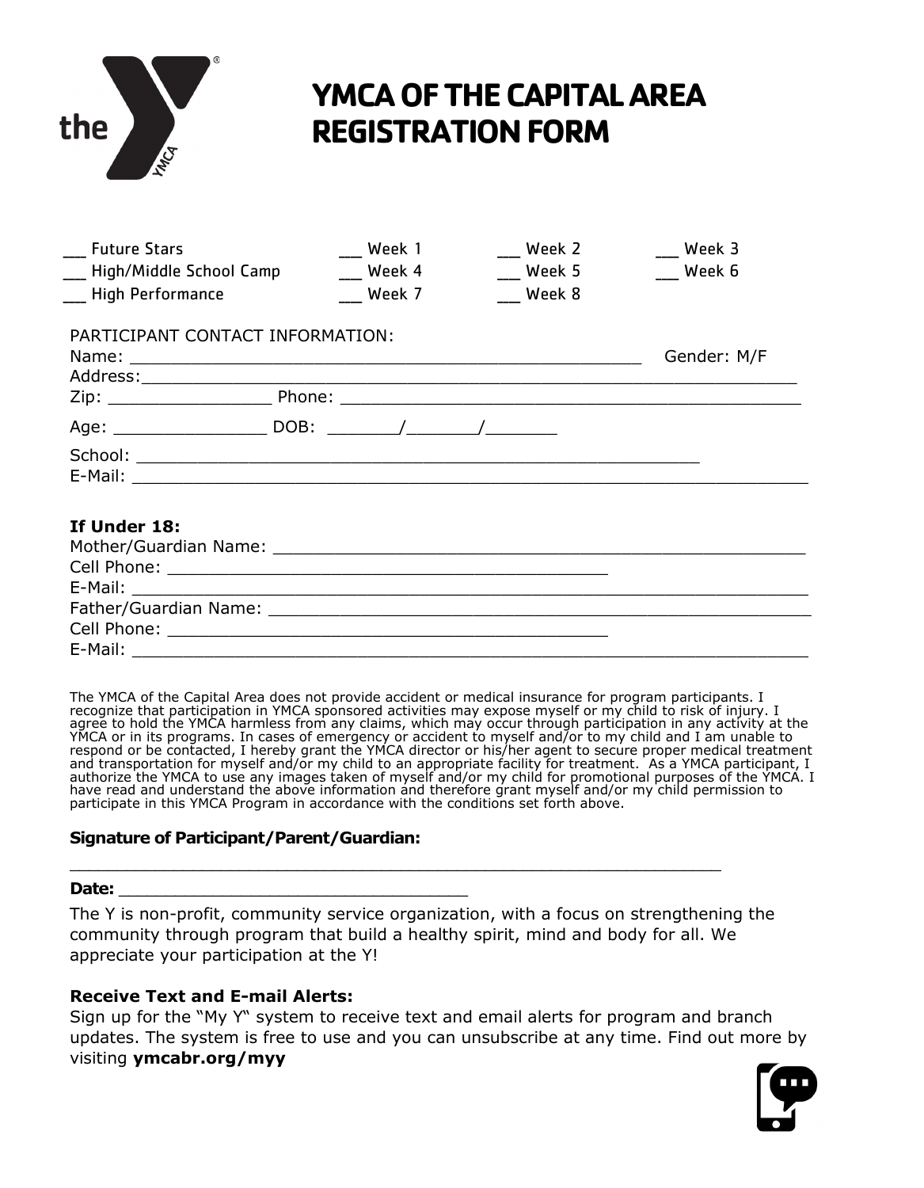# YMCA OF THE CAPITAL AREA REGISTRATION FORM

| | | | |
|---|---|---|---|
| ___ Future Stars | ___ Week 1 | ___ Week 2 | ___ Week 3 |
| ___ High/Middle School Camp | ___ Week 4 | ___ Week 5 | ___ Week 6 |
| ___ High Performance | ___ Week 7 | ___ Week 8 | |

PARTICIPANT CONTACT INFORMATION:

Name: ___________________________________________________ Gender: M/F

Address:_____________________________________________________________

Zip: _______________ Phone: ___________________________________________

Age: _______________ DOB: _______/_______/_______

School: ________________________________________________________

E-Mail: ____________________________________________________________

**If Under 18:**

Mother/Guardian Name: __________________________________________

Cell Phone: ____________________________________________

E-Mail: ____________________________________________________________

Father/Guardian Name: ___________________________________________

Cell Phone: ____________________________________________

E-Mail: ____________________________________________________________

The YMCA of the Capital Area does not provide accident or medical insurance for program participants. I recognize that participation in YMCA sponsored activities may expose myself or my child to risk of injury. I agree to hold the YMCA harmless from any claims, which may occur through participation in any activity at the YMCA or in its programs. In cases of emergency or accident to myself and/or to my child and I am unable to respond or be contacted, I hereby grant the YMCA director or his/her agent to secure proper medical treatment and transportation for myself and/or my child to an appropriate facility for treatment. As a YMCA participant, I authorize the YMCA to use any images taken of myself and/or my child for promotional purposes of the YMCA. I have read and understand the above information and therefore grant myself and/or my child permission to participate in this YMCA Program in accordance with the conditions set forth above.

**Signature of Participant/Parent/Guardian:**

_________________________________________________________________

**Date:** _________________________________

The Y is non-profit, community service organization, with a focus on strengthening the community through program that build a healthy spirit, mind and body for all. We appreciate your participation at the Y!

**Receive Text and E-mail Alerts:**

Sign up for the "My Y" system to receive text and email alerts for program and branch updates. The system is free to use and you can unsubscribe at any time. Find out more by visiting **ymcabr.org/myy**